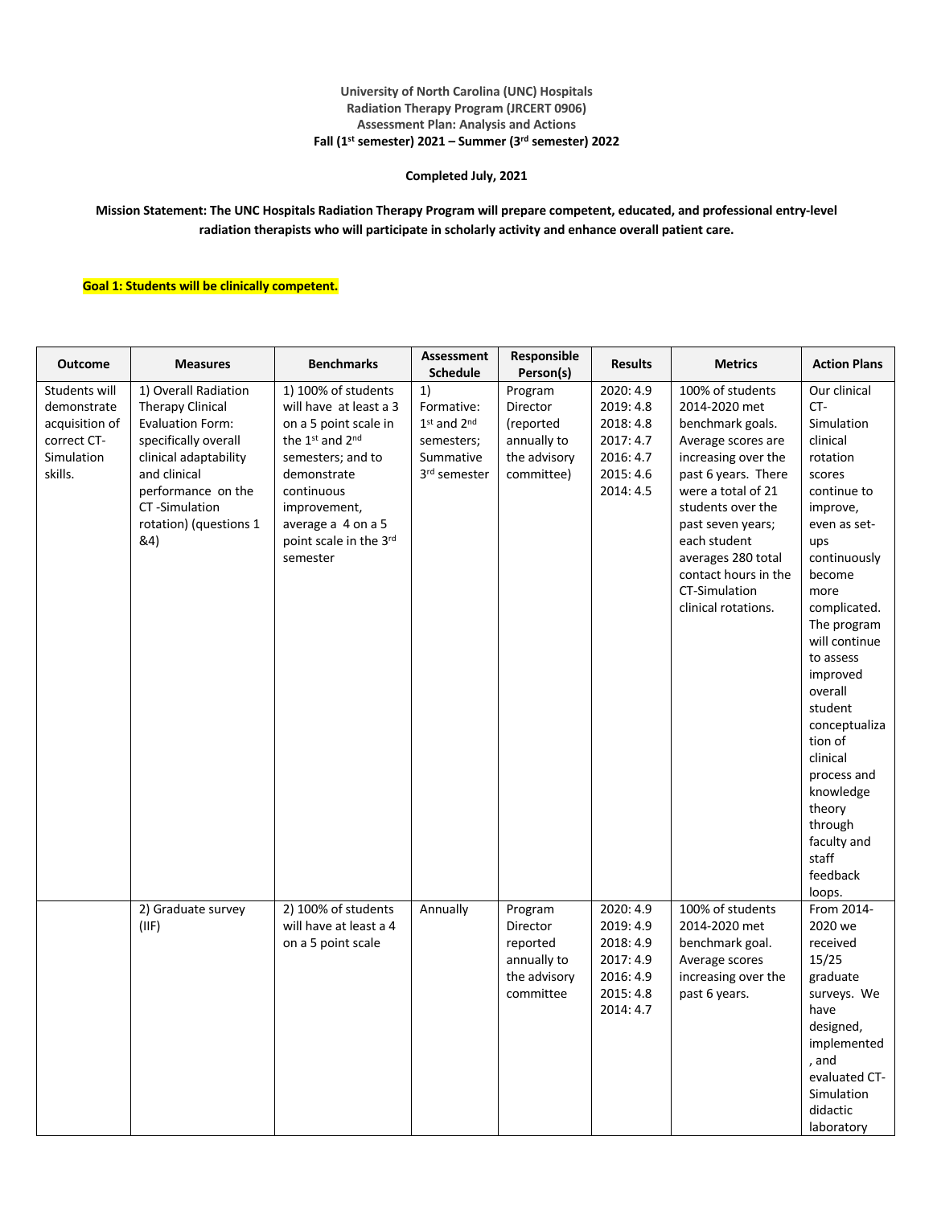**University of North Carolina (UNC) Hospitals**
**Radiation Therapy Program (JRCERT 0906)**
**Assessment Plan: Analysis and Actions**
**Fall (1st semester) 2021 – Summer (3rd semester) 2022**

**Completed July, 2021**

**Mission Statement: The UNC Hospitals Radiation Therapy Program will prepare competent, educated, and professional entry-level radiation therapists who will participate in scholarly activity and enhance overall patient care.**

**Goal 1: Students will be clinically competent.**

| Outcome | Measures | Benchmarks | Assessment Schedule | Responsible Person(s) | Results | Metrics | Action Plans |
|---|---|---|---|---|---|---|---|
| Students will demonstrate acquisition of correct CT-Simulation skills. | 1) Overall Radiation Therapy Clinical Evaluation Form: specifically overall clinical adaptability and clinical performance on the CT -Simulation rotation) (questions 1 &4) | 1) 100% of students will have at least a 3 on a 5 point scale in the 1st and 2nd semesters; and to demonstrate continuous improvement, average a 4 on a 5 point scale in the 3rd semester | 1) Formative: 1st and 2nd semesters; Summative 3rd semester | Program Director (reported annually to the advisory committee) | 2020: 4.9<br>2019: 4.8<br>2018: 4.8<br>2017: 4.7<br>2016: 4.7<br>2015: 4.6<br>2014: 4.5 | 100% of students 2014-2020 met benchmark goals. Average scores are increasing over the past 6 years. There were a total of 21 students over the past seven years; each student averages 280 total contact hours in the CT-Simulation clinical rotations. | Our clinical CT-Simulation clinical rotation scores continue to improve, even as set-ups continuously become more complicated. The program will continue to assess improved overall student conceptualization of clinical process and knowledge theory through faculty and staff feedback loops. |
| | 2) Graduate survey (IIF) | 2) 100% of students will have at least a 4 on a 5 point scale | Annually | Program Director reported annually to the advisory committee | 2020: 4.9<br>2019: 4.9<br>2018: 4.9<br>2017: 4.9<br>2016: 4.9<br>2015: 4.8<br>2014: 4.7 | 100% of students 2014-2020 met benchmark goal. Average scores increasing over the past 6 years. | From 2014-2020 we received 15/25 graduate surveys. We have designed, implemented, and evaluated CT-Simulation didactic laboratory |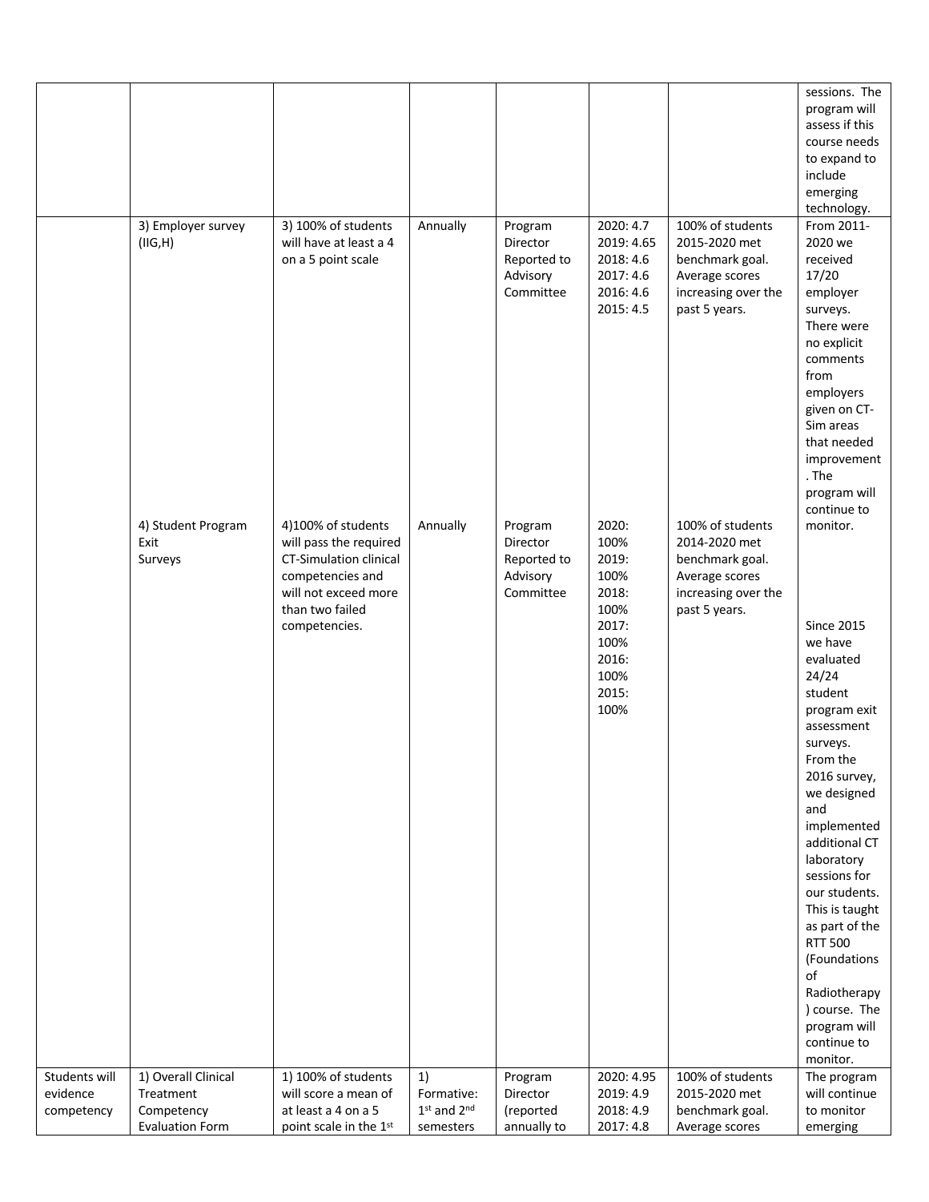| | | | | | | | |
|---|---|---|---|---|---|---|---|
| | | | | | | | sessions. The program will assess if this course needs to expand to include emerging technology. |
| | 3) Employer survey (IIG,H) | 3) 100% of students will have at least a 4 on a 5 point scale | Annually | Program Director Reported to Advisory Committee | 2020: 4.7<br>2019: 4.65<br>2018: 4.6<br>2017: 4.6<br>2016: 4.6<br>2015: 4.5 | 100% of students 2015-2020 met benchmark goal. Average scores increasing over the past 5 years. | From 2011-2020 we received 17/20 employer surveys. There were no explicit comments from employers given on CT-Sim areas that needed improvement. The program will continue to monitor. |
| | 4) Student Program Exit Surveys | 4)100% of students will pass the required CT-Simulation clinical competencies and will not exceed more than two failed competencies. | Annually | Program Director Reported to Advisory Committee | 2020: 100%<br>2019: 100%<br>2018: 100%<br>2017: 100%<br>2016: 100%<br>2015: 100% | 100% of students 2014-2020 met benchmark goal. Average scores increasing over the past 5 years. | Since 2015 we have evaluated 24/24 student program exit assessment surveys. From the 2016 survey, we designed and implemented additional CT laboratory sessions for our students. This is taught as part of the RTT 500 (Foundations of Radiotherapy) course. The program will continue to monitor. |
| Students will evidence competency | 1) Overall Clinical Treatment Competency Evaluation Form | 1) 100% of students will score a mean of at least a 4 on a 5 point scale in the 1st | 1) Formative: 1st and 2nd semesters | Program Director (reported annually to | 2020: 4.95<br>2019: 4.9<br>2018: 4.9<br>2017: 4.8 | 100% of students 2015-2020 met benchmark goal. Average scores | The program will continue to monitor emerging |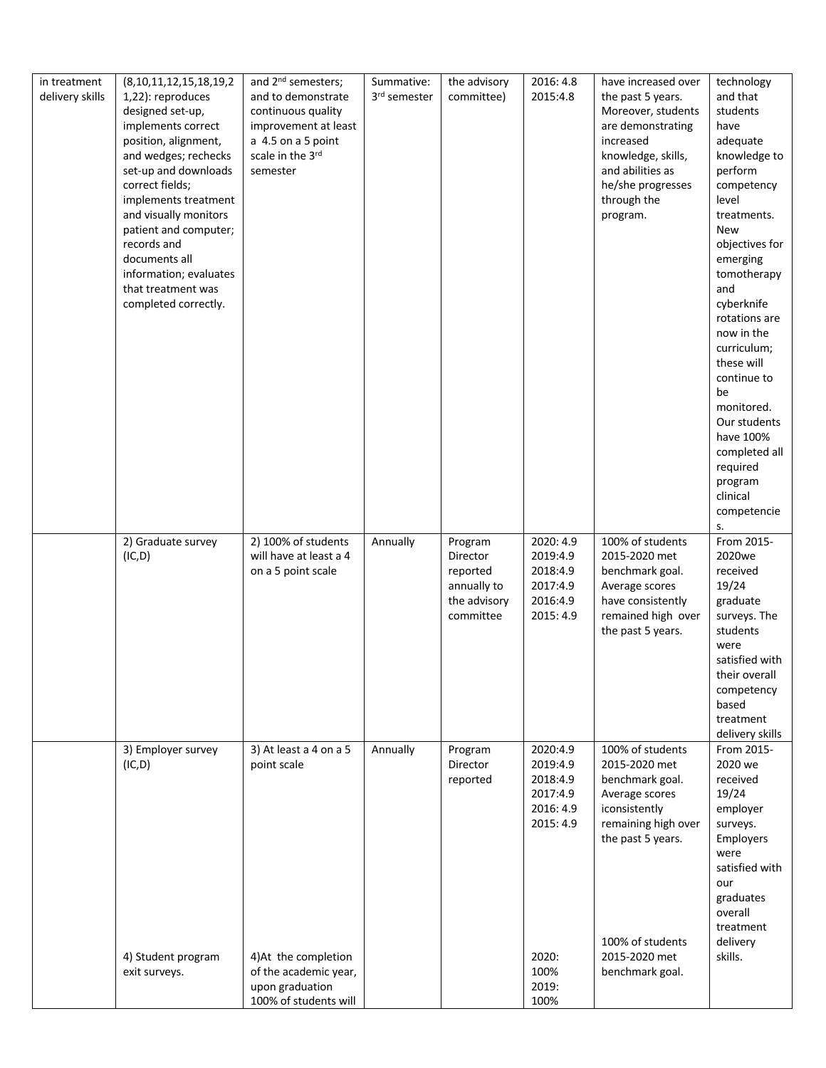| | | | | | | | |
|---|---|---|---|---|---|---|---|
| in treatment delivery skills | (8,10,11,12,15,18,19,21,22): reproduces designed set-up, implements correct position, alignment, and wedges; rechecks set-up and downloads correct fields; implements treatment and visually monitors patient and computer; records and documents all information; evaluates that treatment was completed correctly. | and 2nd semesters; and to demonstrate continuous quality improvement at least a 4.5 on a 5 point scale in the 3rd semester | Summative: 3rd semester | the advisory committee) | 2016: 4.8<br>2015:4.8 | have increased over the past 5 years. Moreover, students are demonstrating increased knowledge, skills, and abilities as he/she progresses through the program. | technology and that students have adequate knowledge to perform competency level treatments. New objectives for emerging tomotherapy and cyberknife rotations are now in the curriculum; these will continue to be monitored. Our students have 100% completed all required program clinical competencies. |
| | 2) Graduate survey (IC,D) | 2) 100% of students will have at least a 4 on a 5 point scale | Annually | Program Director reported annually to the advisory committee | 2020: 4.9<br>2019:4.9<br>2018:4.9<br>2017:4.9<br>2016:4.9<br>2015: 4.9 | 100% of students 2015-2020 met benchmark goal. Average scores have consistently remained high over the past 5 years. | From 2015-2020we received 19/24 graduate surveys. The students were satisfied with their overall competency based treatment delivery skills |
| | 3) Employer survey (IC,D) | 3) At least a 4 on a 5 point scale | Annually | Program Director reported | 2020:4.9<br>2019:4.9<br>2018:4.9<br>2017:4.9<br>2016: 4.9<br>2015: 4.9 | 100% of students 2015-2020 met benchmark goal. Average scores iconsistently remaining high over the past 5 years. | From 2015-2020 we received 19/24 employer surveys. Employers were satisfied with our graduates overall treatment delivery skills. |
| | 4) Student program exit surveys. | 4)At the completion of the academic year, upon graduation 100% of students will | | | 2020: 100%<br>2019: 100% | 100% of students 2015-2020 met benchmark goal. | |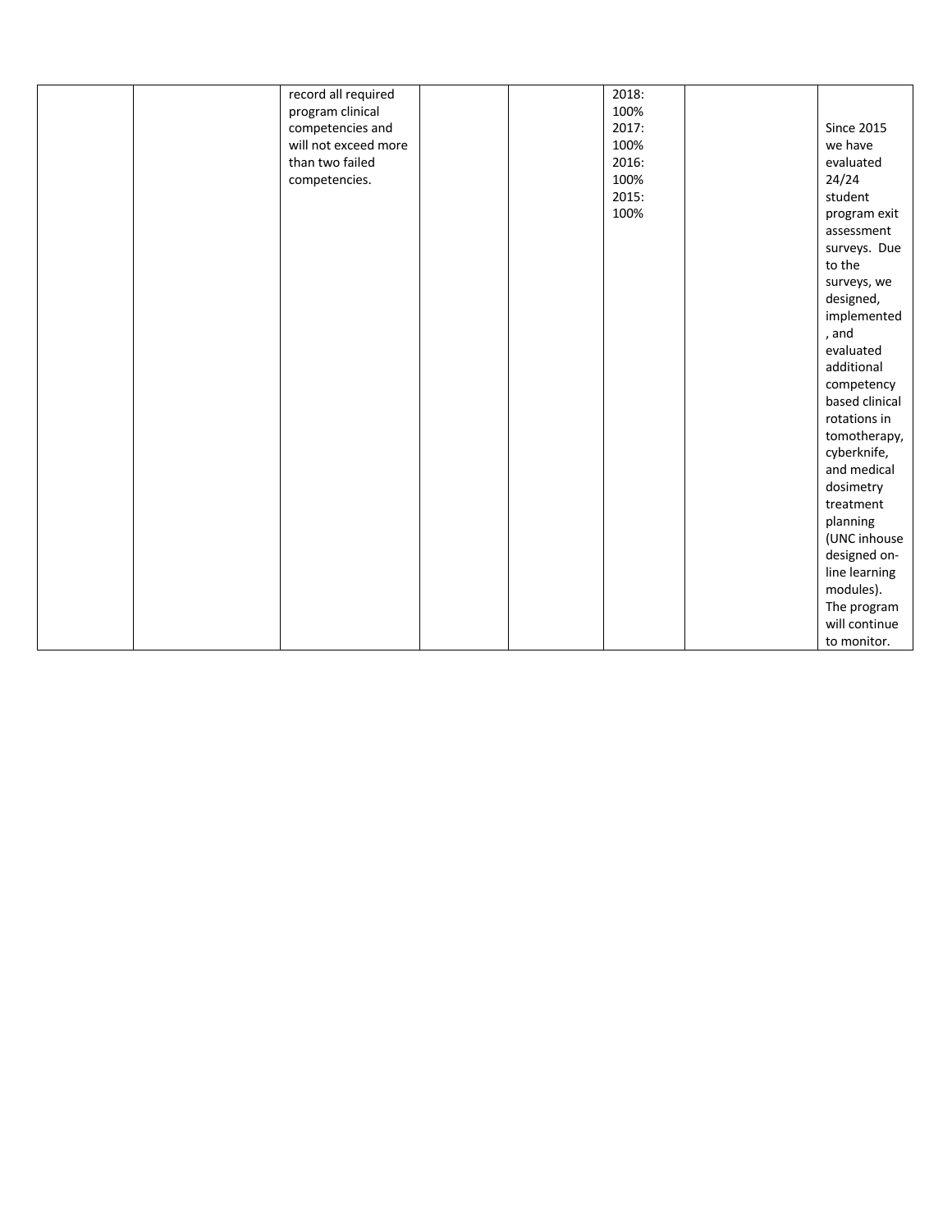| | | | | | | | |
|---|---|---|---|---|---|---|---|
| | | record all required program clinical competencies and will not exceed more than two failed competencies. | | | 2018: 100%<br>2017: 100%<br>2016: 100%<br>2015: 100% | | Since 2015 we have evaluated 24/24 student program exit assessment surveys. Due to the surveys, we designed, implemented, and evaluated additional competency based clinical rotations in tomotherapy, cyberknife, and medical dosimetry treatment planning (UNC inhouse designed on-line learning modules). The program will continue to monitor. |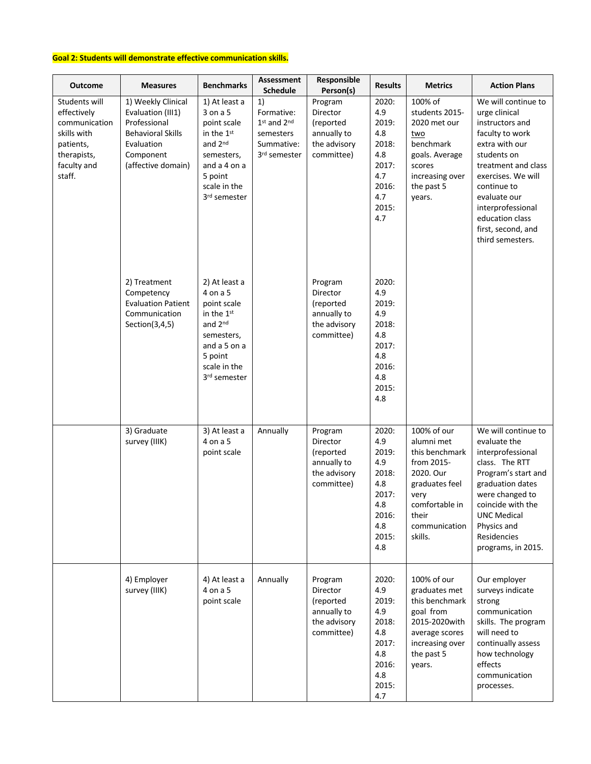**Goal 2: Students will demonstrate effective communication skills.**

| Outcome | Measures | Benchmarks | Assessment Schedule | Responsible Person(s) | Results | Metrics | Action Plans |
|---|---|---|---|---|---|---|---|
| Students will effectively communication skills with patients, therapists, faculty and staff. | 1) Weekly Clinical Evaluation (III1) Professional Behavioral Skills Evaluation Component (affective domain) | 1) At least a 3 on a 5 point scale in the 1st and 2nd semesters, and a 4 on a 5 point scale in the 3rd semester | 1) Formative: 1st and 2nd semesters Summative: 3rd semester | Program Director (reported annually to the advisory committee) | 2020: 4.9 2019: 4.8 2018: 4.8 2017: 4.7 2016: 4.7 2015: 4.7 | 100% of students 2015-2020 met our two benchmark goals. Average scores increasing over the past 5 years. | We will continue to urge clinical instructors and faculty to work extra with our students on treatment and class exercises. We will continue to evaluate our interprofessional education class first, second, and third semesters. |
| | 2) Treatment Competency Evaluation Patient Communication Section(3,4,5) | 2) At least a 4 on a 5 point scale in the 1st and 2nd semesters, and a 5 on a 5 point scale in the 3rd semester | | Program Director (reported annually to the advisory committee) | 2020: 4.9 2019: 4.9 2018: 4.8 2017: 4.8 2016: 4.8 2015: 4.8 | | |
| | 3) Graduate survey (IIIK) | 3) At least a 4 on a 5 point scale | Annually | Program Director (reported annually to the advisory committee) | 2020: 4.9 2019: 4.9 2018: 4.8 2017: 4.8 2016: 4.8 2015: 4.8 | 100% of our alumni met this benchmark from 2015-2020. Our graduates feel very comfortable in their communication skills. | We will continue to evaluate the interprofessional class. The RTT Program's start and graduation dates were changed to coincide with the UNC Medical Physics and Residencies programs, in 2015. |
| | 4) Employer survey (IIIK) | 4) At least a 4 on a 5 point scale | Annually | Program Director (reported annually to the advisory committee) | 2020: 4.9 2019: 4.9 2018: 4.8 2017: 4.8 2016: 4.8 2015: 4.7 | 100% of our graduates met this benchmark goal from 2015-2020with average scores increasing over the past 5 years. | Our employer surveys indicate strong communication skills. The program will need to continually assess how technology effects communication processes. |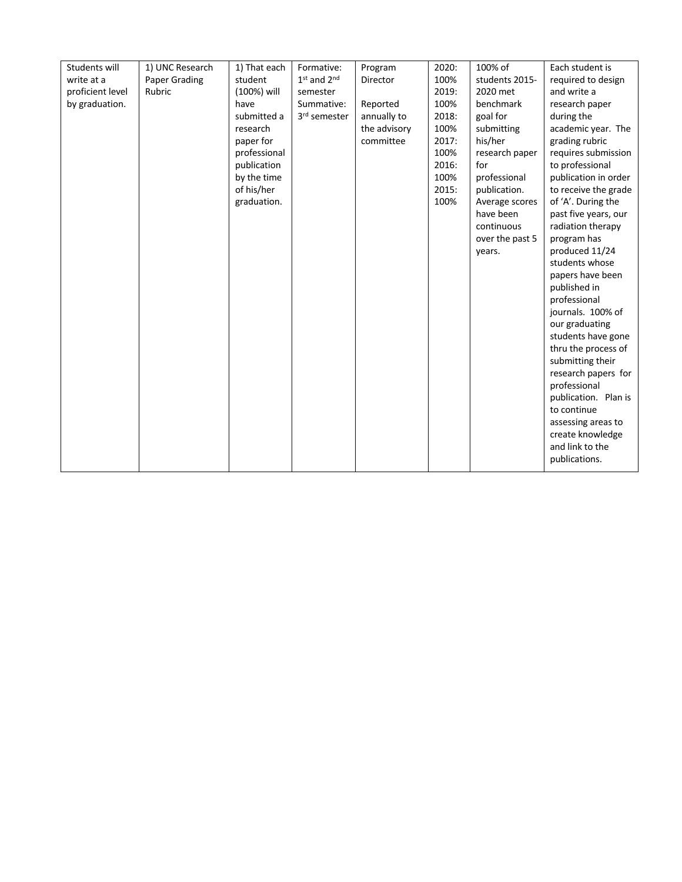| | | | | | | | |
|---|---|---|---|---|---|---|---|
| Students will write at a proficient level by graduation. | 1) UNC Research Paper Grading Rubric | 1) That each student (100%) will have submitted a research paper for professional publication by the time of his/her graduation. | Formative: 1st and 2nd semester Summative: 3rd semester | Program Director<br><br>Reported annually to the advisory committee | 2020: 100%<br>2019: 100%<br>2018: 100%<br>2017: 100%<br>2016: 100%<br>2015: 100% | 100% of students 2015-2020 met benchmark goal for submitting his/her research paper for professional publication. Average scores have been continuous over the past 5 years. | Each student is required to design and write a research paper during the academic year. The grading rubric requires submission to professional publication in order to receive the grade of 'A'. During the past five years, our radiation therapy program has produced 11/24 students whose papers have been published in professional journals. 100% of our graduating students have gone thru the process of submitting their research papers for professional publication. Plan is to continue assessing areas to create knowledge and link to the publications. |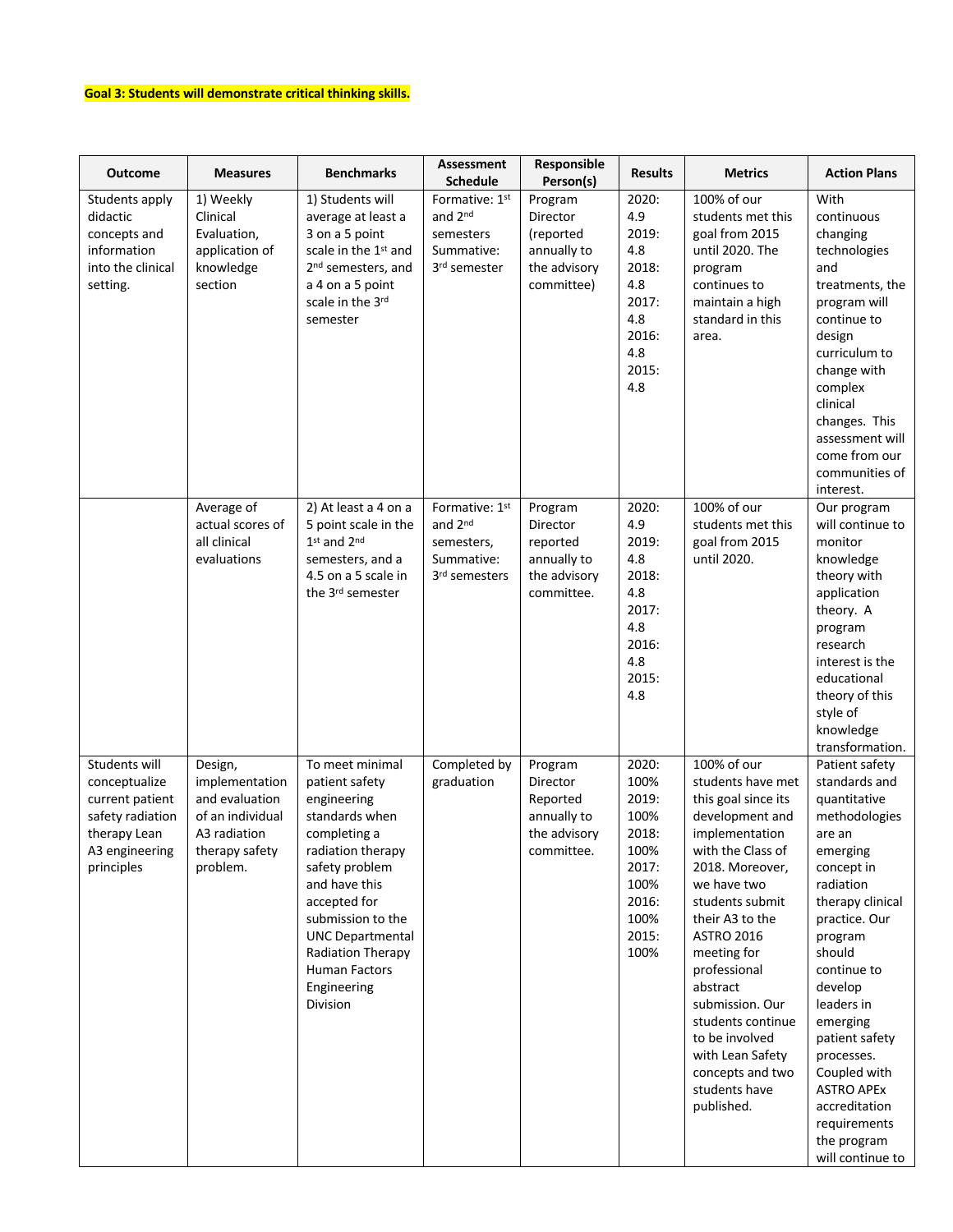**Goal 3: Students will demonstrate critical thinking skills.**

| Outcome | Measures | Benchmarks | Assessment Schedule | Responsible Person(s) | Results | Metrics | Action Plans |
|---|---|---|---|---|---|---|---|
| Students apply didactic concepts and information into the clinical setting. | 1) Weekly Clinical Evaluation, application of knowledge section | 1) Students will average at least a 3 on a 5 point scale in the 1st and 2nd semesters, and a 4 on a 5 point scale in the 3rd semester | Formative: 1st and 2nd semesters Summative: 3rd semester | Program Director (reported annually to the advisory committee) | 2020: 4.9 2019: 4.8 2018: 4.8 2017: 4.8 2016: 4.8 2015: 4.8 | 100% of our students met this goal from 2015 until 2020. The program continues to maintain a high standard in this area. | With continuous changing technologies and treatments, the program will continue to design curriculum to change with complex clinical changes. This assessment will come from our communities of interest. |
| | Average of actual scores of all clinical evaluations | 2) At least a 4 on a 5 point scale in the 1st and 2nd semesters, and a 4.5 on a 5 scale in the 3rd semester | Formative: 1st and 2nd semesters, Summative: 3rd semesters | Program Director reported annually to the advisory committee. | 2020: 4.9 2019: 4.8 2018: 4.8 2017: 4.8 2016: 4.8 2015: 4.8 | 100% of our students met this goal from 2015 until 2020. | Our program will continue to monitor knowledge theory with application theory. A program research interest is the educational theory of this style of knowledge transformation. |
| Students will conceptualize current patient safety radiation therapy Lean A3 engineering principles | Design, implementation and evaluation of an individual A3 radiation therapy safety problem. | To meet minimal patient safety engineering standards when completing a radiation therapy safety problem and have this accepted for submission to the UNC Departmental Radiation Therapy Human Factors Engineering Division | Completed by graduation | Program Director Reported annually to the advisory committee. | 2020: 100% 2019: 100% 2018: 100% 2017: 100% 2016: 100% 2015: 100% | 100% of our students have met this goal since its development and implementation with the Class of 2018. Moreover, we have two students submit their A3 to the ASTRO 2016 meeting for professional abstract submission. Our students continue to be involved with Lean Safety concepts and two students have published. | Patient safety standards and quantitative methodologies are an emerging concept in radiation therapy clinical practice. Our program should continue to develop leaders in emerging patient safety processes. Coupled with ASTRO APEx accreditation requirements the program will continue to |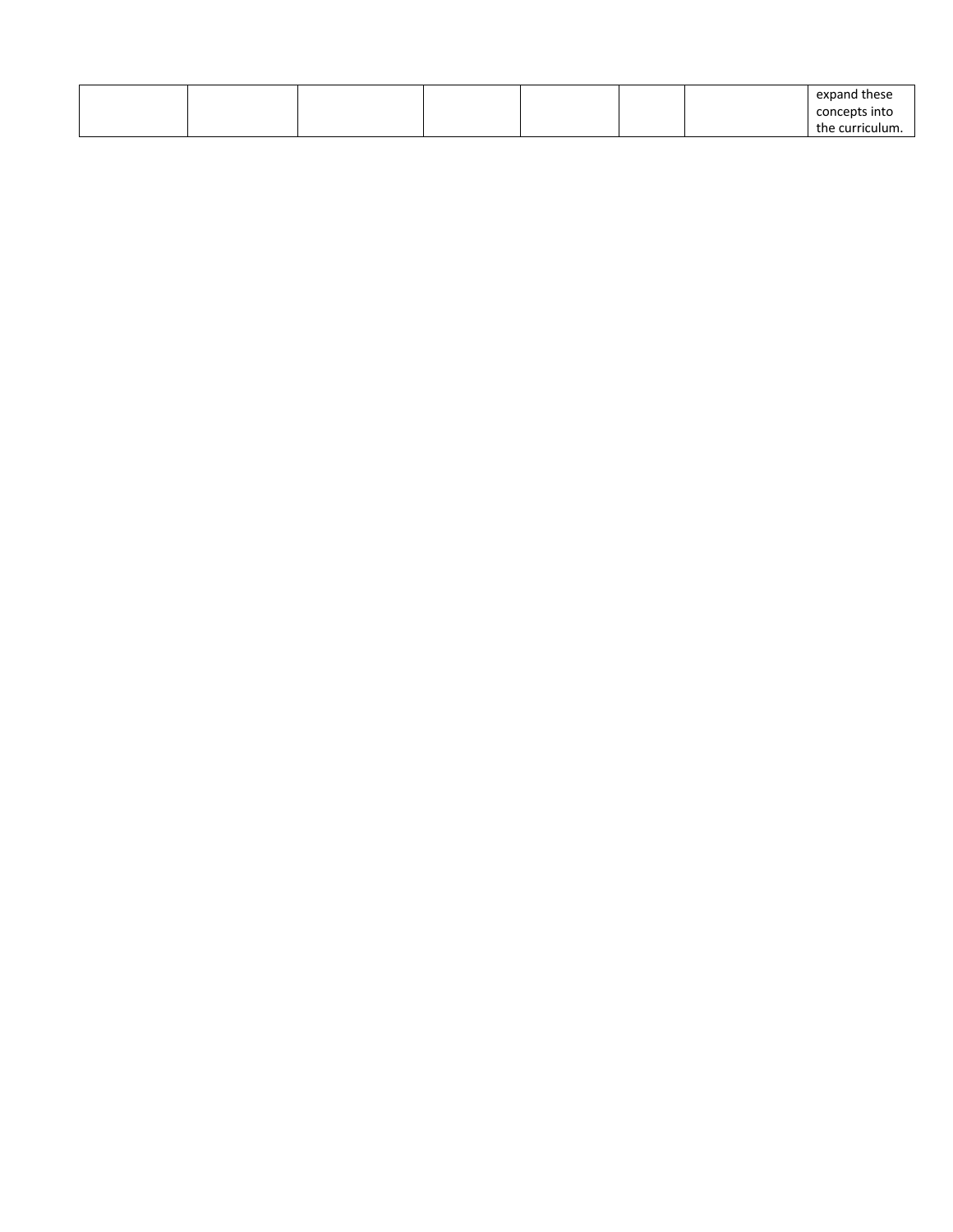| | | | | | | | |
|---|---|---|---|---|---|---|---|
| | | | | | | | expand these concepts into the curriculum. |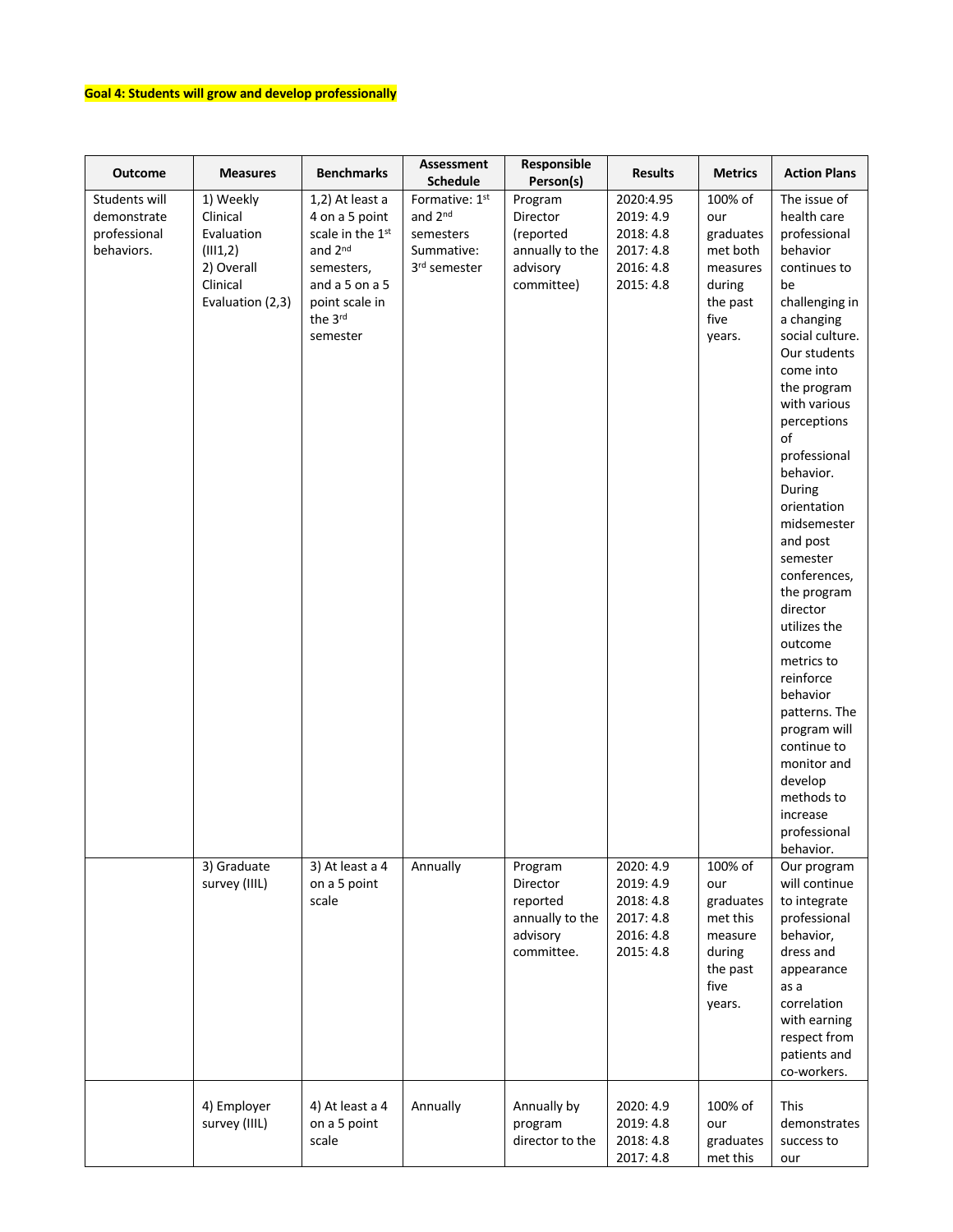**Goal 4: Students will grow and develop professionally**

| Outcome | Measures | Benchmarks | Assessment Schedule | Responsible Person(s) | Results | Metrics | Action Plans |
|---|---|---|---|---|---|---|---|
| Students will demonstrate professional behaviors. | 1) Weekly Clinical Evaluation (III1,2) 2) Overall Clinical Evaluation (2,3) | 1,2) At least a 4 on a 5 point scale in the 1st and 2nd semesters, and a 5 on a 5 point scale in the 3rd semester | Formative: 1st and 2nd semesters Summative: 3rd semester | Program Director (reported annually to the advisory committee) | 2020:4.95 2019: 4.9 2018: 4.8 2017: 4.8 2016: 4.8 2015: 4.8 | 100% of our graduates met both measures during the past five years. | The issue of health care professional behavior continues to be challenging in a changing social culture. Our students come into the program with various perceptions of professional behavior. During orientation midsemester and post semester conferences, the program director utilizes the outcome metrics to reinforce behavior patterns. The program will continue to monitor and develop methods to increase professional behavior. |
| | 3) Graduate survey (IIIL) | 3) At least a 4 on a 5 point scale | Annually | Program Director reported annually to the advisory committee. | 2020: 4.9 2019: 4.9 2018: 4.8 2017: 4.8 2016: 4.8 2015: 4.8 | 100% of our graduates met this measure during the past five years. | Our program will continue to integrate professional behavior, dress and appearance as a correlation with earning respect from patients and co-workers. |
| | 4) Employer survey (IIIL) | 4) At least a 4 on a 5 point scale | Annually | Annually by program director to the | 2020: 4.9 2019: 4.8 2018: 4.8 2017: 4.8 | 100% of our graduates met this | This demonstrates success to our |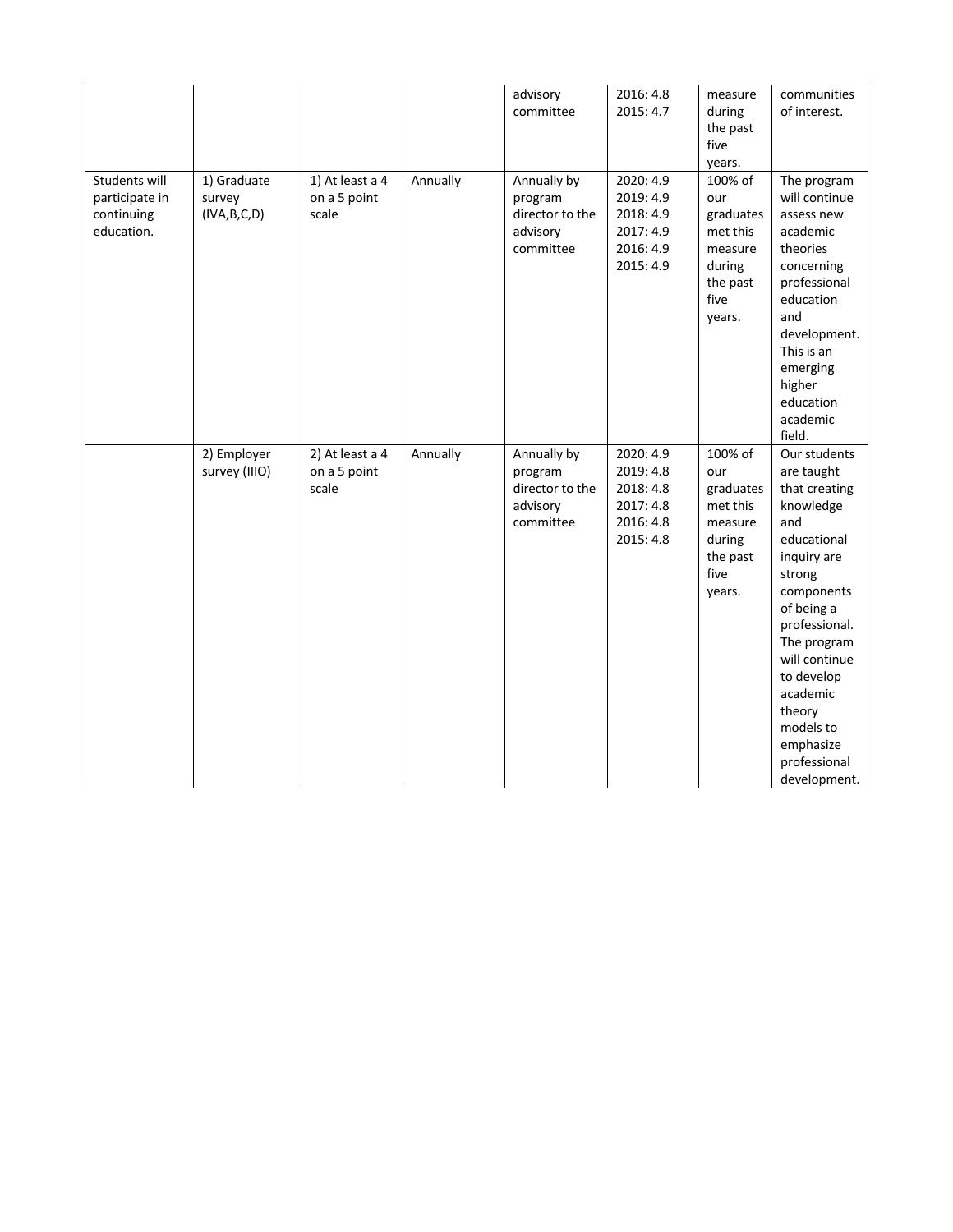| | | | | | | | |
|---|---|---|---|---|---|---|---|
| | | | | advisory committee | 2016: 4.8<br>2015: 4.7 | measure during the past five years. | communities of interest. |
| Students will participate in continuing education. | 1) Graduate survey (IVA,B,C,D) | 1) At least a 4 on a 5 point scale | Annually | Annually by program director to the advisory committee | 2020: 4.9<br>2019: 4.9<br>2018: 4.9<br>2017: 4.9<br>2016: 4.9<br>2015: 4.9 | 100% of our graduates met this measure during the past five years. | The program will continue assess new academic theories concerning professional education and development. This is an emerging higher education academic field. |
| | 2) Employer survey (IIIO) | 2) At least a 4 on a 5 point scale | Annually | Annually by program director to the advisory committee | 2020: 4.9<br>2019: 4.8<br>2018: 4.8<br>2017: 4.8<br>2016: 4.8<br>2015: 4.8 | 100% of our graduates met this measure during the past five years. | Our students are taught that creating knowledge and educational inquiry are strong components of being a professional. The program will continue to develop academic theory models to emphasize professional development. |